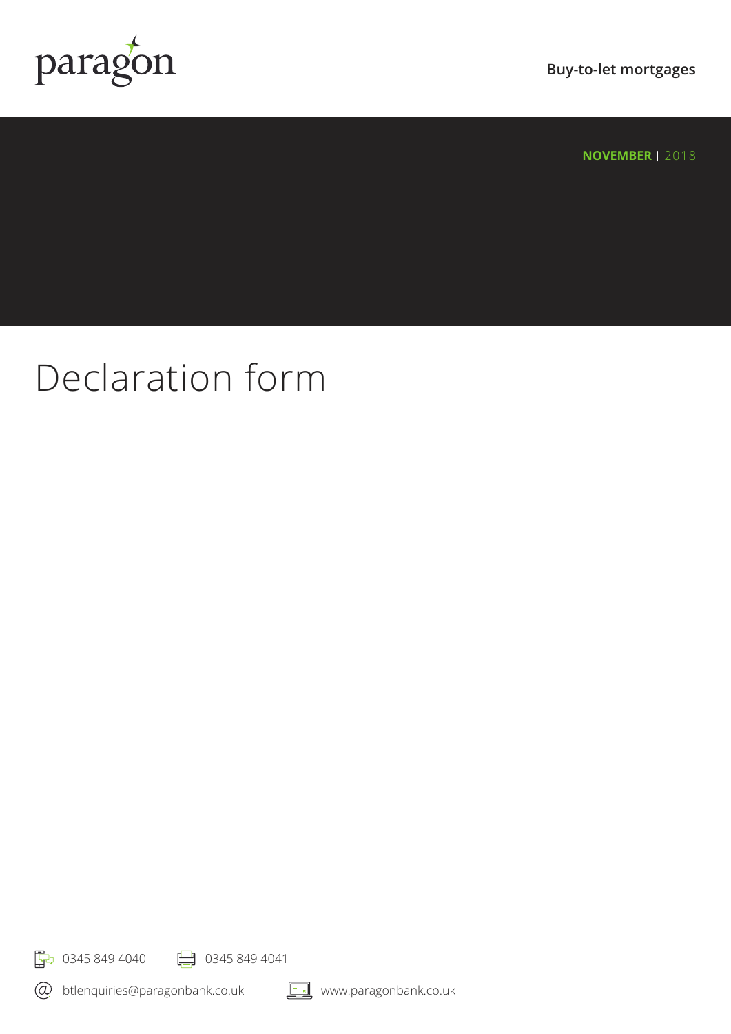paragon

Buy-to-let mortgages

**NOVEMBER** | 2018

# Declaration form

0345 849 4040    0345 849 4041

btlenquiries@paragonbank.co.uk    www.paragonbank.co.uk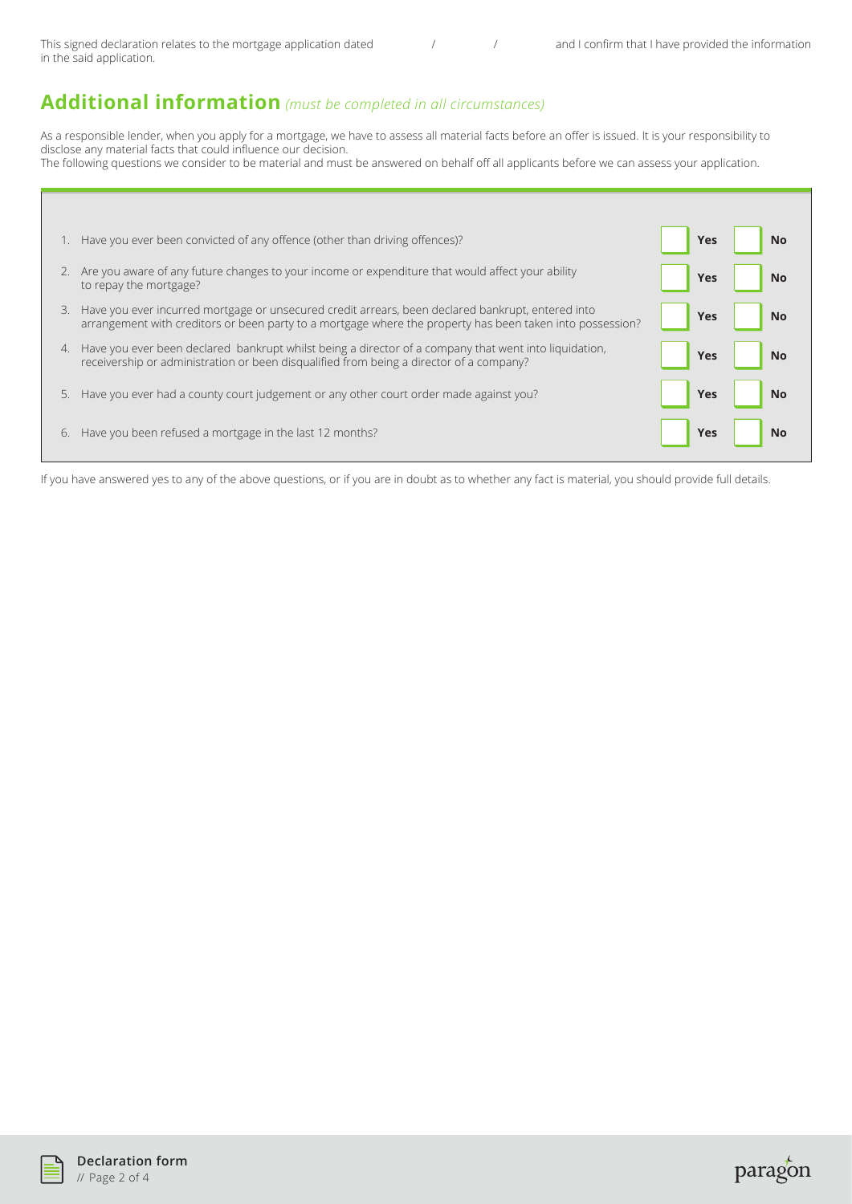This signed declaration relates to the mortgage application dated / / and I confirm that I have provided the information in the said application.

## **Additional information** *(must be completed in all circumstances)*

As a responsible lender, when you apply for a mortgage, we have to assess all material facts before an offer is issued. It is your responsibility to disclose any material facts that could influence our decision.
The following questions we consider to be material and must be answered on behalf off all applicants before we can assess your application.

| Question | Yes | No |
| --- | --- | --- |
| 1. Have you ever been convicted of any offence (other than driving offences)? | **Yes** | **No** |
| 2. Are you aware of any future changes to your income or expenditure that would affect your ability to repay the mortgage? | **Yes** | **No** |
| 3. Have you ever incurred mortgage or unsecured credit arrears, been declared bankrupt, entered into arrangement with creditors or been party to a mortgage where the property has been taken into possession? | **Yes** | **No** |
| 4. Have you ever been declared bankrupt whilst being a director of a company that went into liquidation, receivership or administration or been disqualified from being a director of a company? | **Yes** | **No** |
| 5. Have you ever had a county court judgement or any other court order made against you? | **Yes** | **No** |
| 6. Have you been refused a mortgage in the last 12 months? | **Yes** | **No** |

If you have answered yes to any of the above questions, or if you are in doubt as to whether any fact is material, you should provide full details.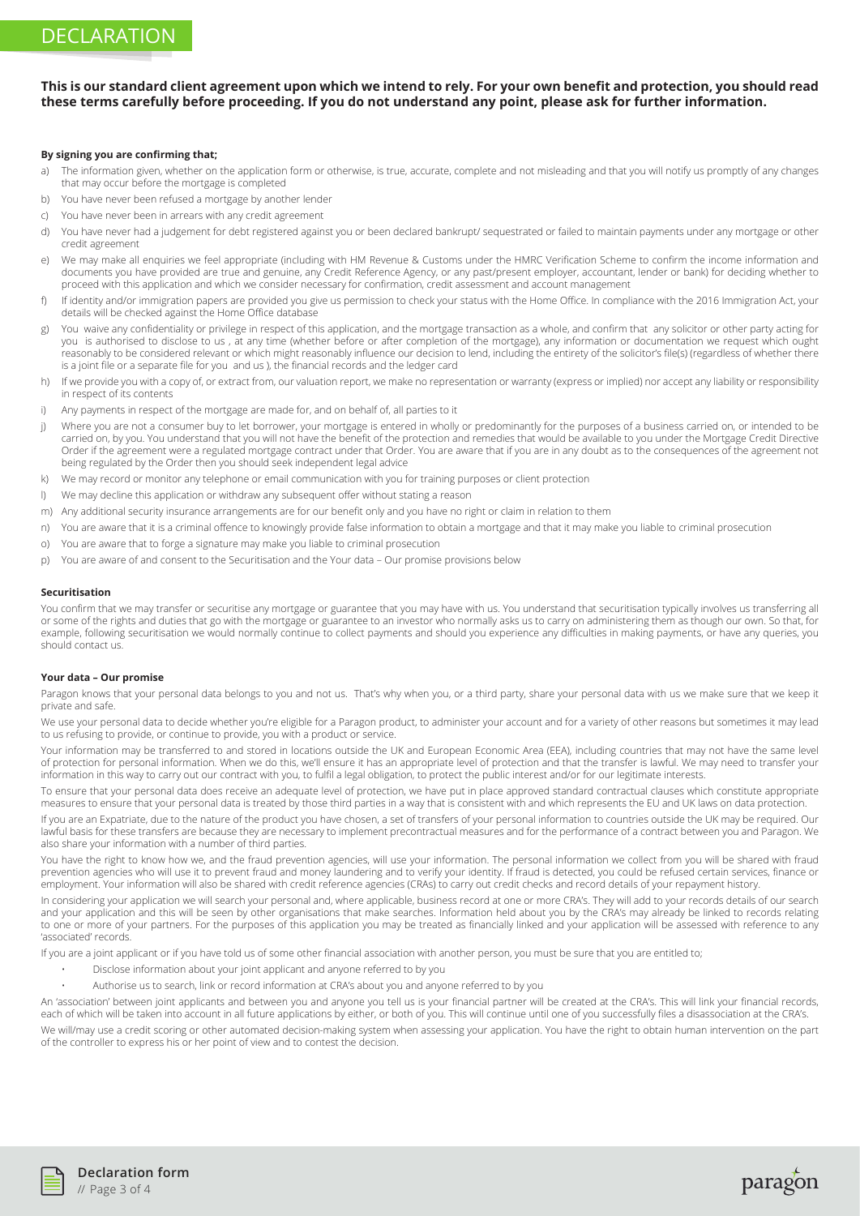# DECLARATION

**This is our standard client agreement upon which we intend to rely. For your own benefit and protection, you should read these terms carefully before proceeding. If you do not understand any point, please ask for further information.**

**By signing you are confirming that;**

a) The information given, whether on the application form or otherwise, is true, accurate, complete and not misleading and that you will notify us promptly of any changes that may occur before the mortgage is completed

b) You have never been refused a mortgage by another lender

c) You have never been in arrears with any credit agreement

d) You have never had a judgement for debt registered against you or been declared bankrupt/ sequestrated or failed to maintain payments under any mortgage or other credit agreement

e) We may make all enquiries we feel appropriate (including with HM Revenue & Customs under the HMRC Verification Scheme to confirm the income information and documents you have provided are true and genuine, any Credit Reference Agency, or any past/present employer, accountant, lender or bank) for deciding whether to proceed with this application and which we consider necessary for confirmation, credit assessment and account management

f) If identity and/or immigration papers are provided you give us permission to check your status with the Home Office. In compliance with the 2016 Immigration Act, your details will be checked against the Home Office database

g) You waive any confidentiality or privilege in respect of this application, and the mortgage transaction as a whole, and confirm that any solicitor or other party acting for you is authorised to disclose to us , at any time (whether before or after completion of the mortgage), any information or documentation we request which ought reasonably to be considered relevant or which might reasonably influence our decision to lend, including the entirety of the solicitor's file(s) (regardless of whether there is a joint file or a separate file for you and us ), the financial records and the ledger card

h) If we provide you with a copy of, or extract from, our valuation report, we make no representation or warranty (express or implied) nor accept any liability or responsibility in respect of its contents

i) Any payments in respect of the mortgage are made for, and on behalf of, all parties to it

j) Where you are not a consumer buy to let borrower, your mortgage is entered in wholly or predominantly for the purposes of a business carried on, or intended to be carried on, by you. You understand that you will not have the benefit of the protection and remedies that would be available to you under the Mortgage Credit Directive Order if the agreement were a regulated mortgage contract under that Order. You are aware that if you are in any doubt as to the consequences of the agreement not being regulated by the Order then you should seek independent legal advice

k) We may record or monitor any telephone or email communication with you for training purposes or client protection

l) We may decline this application or withdraw any subsequent offer without stating a reason

m) Any additional security insurance arrangements are for our benefit only and you have no right or claim in relation to them

n) You are aware that it is a criminal offence to knowingly provide false information to obtain a mortgage and that it may make you liable to criminal prosecution

o) You are aware that to forge a signature may make you liable to criminal prosecution

p) You are aware of and consent to the Securitisation and the Your data – Our promise provisions below

**Securitisation**

You confirm that we may transfer or securitise any mortgage or guarantee that you may have with us. You understand that securitisation typically involves us transferring all or some of the rights and duties that go with the mortgage or guarantee to an investor who normally asks us to carry on administering them as though our own. So that, for example, following securitisation we would normally continue to collect payments and should you experience any difficulties in making payments, or have any queries, you should contact us.

**Your data – Our promise**

Paragon knows that your personal data belongs to you and not us. That's why when you, or a third party, share your personal data with us we make sure that we keep it private and safe.

We use your personal data to decide whether you're eligible for a Paragon product, to administer your account and for a variety of other reasons but sometimes it may lead to us refusing to provide, or continue to provide, you with a product or service.

Your information may be transferred to and stored in locations outside the UK and European Economic Area (EEA), including countries that may not have the same level of protection for personal information. When we do this, we'll ensure it has an appropriate level of protection and that the transfer is lawful. We may need to transfer your information in this way to carry out our contract with you, to fulfil a legal obligation, to protect the public interest and/or for our legitimate interests.

To ensure that your personal data does receive an adequate level of protection, we have put in place approved standard contractual clauses which constitute appropriate measures to ensure that your personal data is treated by those third parties in a way that is consistent with and which represents the EU and UK laws on data protection.

If you are an Expatriate, due to the nature of the product you have chosen, a set of transfers of your personal information to countries outside the UK may be required. Our lawful basis for these transfers are because they are necessary to implement precontractual measures and for the performance of a contract between you and Paragon. We also share your information with a number of third parties.

You have the right to know how we, and the fraud prevention agencies, will use your information. The personal information we collect from you will be shared with fraud prevention agencies who will use it to prevent fraud and money laundering and to verify your identity. If fraud is detected, you could be refused certain services, finance or employment. Your information will also be shared with credit reference agencies (CRAs) to carry out credit checks and record details of your repayment history.

In considering your application we will search your personal and, where applicable, business record at one or more CRA's. They will add to your records details of our search and your application and this will be seen by other organisations that make searches. Information held about you by the CRA's may already be linked to records relating to one or more of your partners. For the purposes of this application you may be treated as financially linked and your application will be assessed with reference to any 'associated' records.

If you are a joint applicant or if you have told us of some other financial association with another person, you must be sure that you are entitled to;

- Disclose information about your joint applicant and anyone referred to by you
- Authorise us to search, link or record information at CRA's about you and anyone referred to by you

An 'association' between joint applicants and between you and anyone you tell us is your financial partner will be created at the CRA's. This will link your financial records, each of which will be taken into account in all future applications by either, or both of you. This will continue until one of you successfully files a disassociation at the CRA's.

We will/may use a credit scoring or other automated decision-making system when assessing your application. You have the right to obtain human intervention on the part of the controller to express his or her point of view and to contest the decision.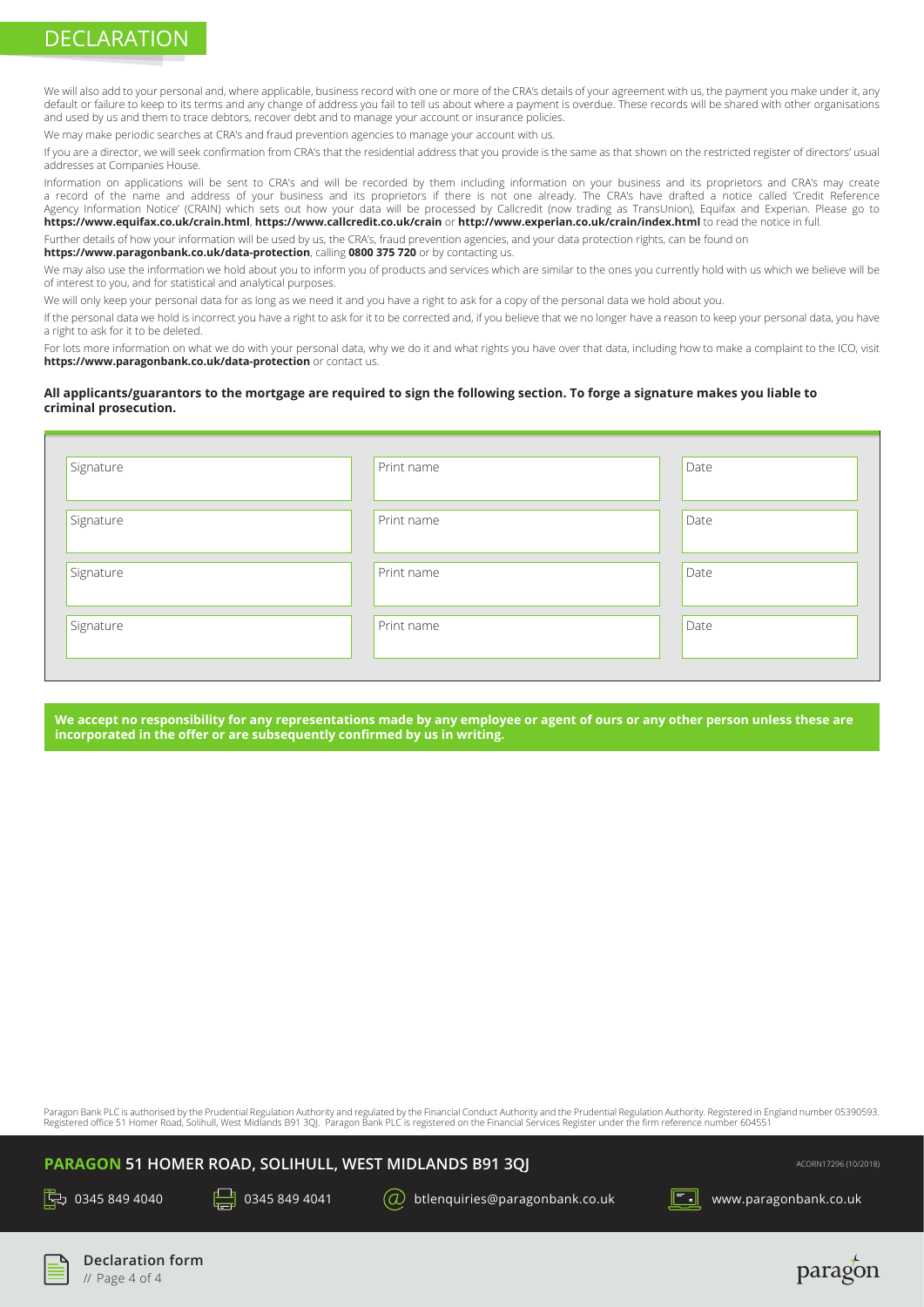# DECLARATION

We will also add to your personal and, where applicable, business record with one or more of the CRA's details of your agreement with us, the payment you make under it, any default or failure to keep to its terms and any change of address you fail to tell us about where a payment is overdue. These records will be shared with other organisations and used by us and them to trace debtors, recover debt and to manage your account or insurance policies.

We may make periodic searches at CRA's and fraud prevention agencies to manage your account with us.

If you are a director, we will seek confirmation from CRA's that the residential address that you provide is the same as that shown on the restricted register of directors' usual addresses at Companies House.

Information on applications will be sent to CRA's and will be recorded by them including information on your business and its proprietors and CRA's may create a record of the name and address of your business and its proprietors if there is not one already. The CRA's have drafted a notice called 'Credit Reference Agency Information Notice' (CRAIN) which sets out how your data will be processed by Callcredit (now trading as TransUnion), Equifax and Experian. Please go to **https://www.equifax.co.uk/crain.html**, **https://www.callcredit.co.uk/crain** or **http://www.experian.co.uk/crain/index.html** to read the notice in full.

Further details of how your information will be used by us, the CRA's, fraud prevention agencies, and your data protection rights, can be found on **https://www.paragonbank.co.uk/data-protection**, calling **0800 375 720** or by contacting us.

We may also use the information we hold about you to inform you of products and services which are similar to the ones you currently hold with us which we believe will be of interest to you, and for statistical and analytical purposes.

We will only keep your personal data for as long as we need it and you have a right to ask for a copy of the personal data we hold about you.

If the personal data we hold is incorrect you have a right to ask for it to be corrected and, if you believe that we no longer have a reason to keep your personal data, you have a right to ask for it to be deleted.

For lots more information on what we do with your personal data, why we do it and what rights you have over that data, including how to make a complaint to the ICO, visit **https://www.paragonbank.co.uk/data-protection** or contact us.

**All applicants/guarantors to the mortgage are required to sign the following section. To forge a signature makes you liable to criminal prosecution.**

| Signature | Print name | Date |
|---|---|---|
| | | |
| | | |
| | | |
| | | |

**We accept no responsibility for any representations made by any employee or agent of ours or any other person unless these are incorporated in the offer or are subsequently confirmed by us in writing.**

Paragon Bank PLC is authorised by the Prudential Regulation Authority and regulated by the Financial Conduct Authority and the Prudential Regulation Authority. Registered in England number 05390593. Registered office 51 Homer Road, Solihull, West Midlands B91 3QJ. Paragon Bank PLC is registered on the Financial Services Register under the firm reference number 604551

**PARAGON 51 HOMER ROAD, SOLIHULL, WEST MIDLANDS B91 3QJ**

ACORN17296 (10/2018)

0345 849 4040 | 0345 849 4041 | btlenquiries@paragonbank.co.uk | www.paragonbank.co.uk

**Declaration form**